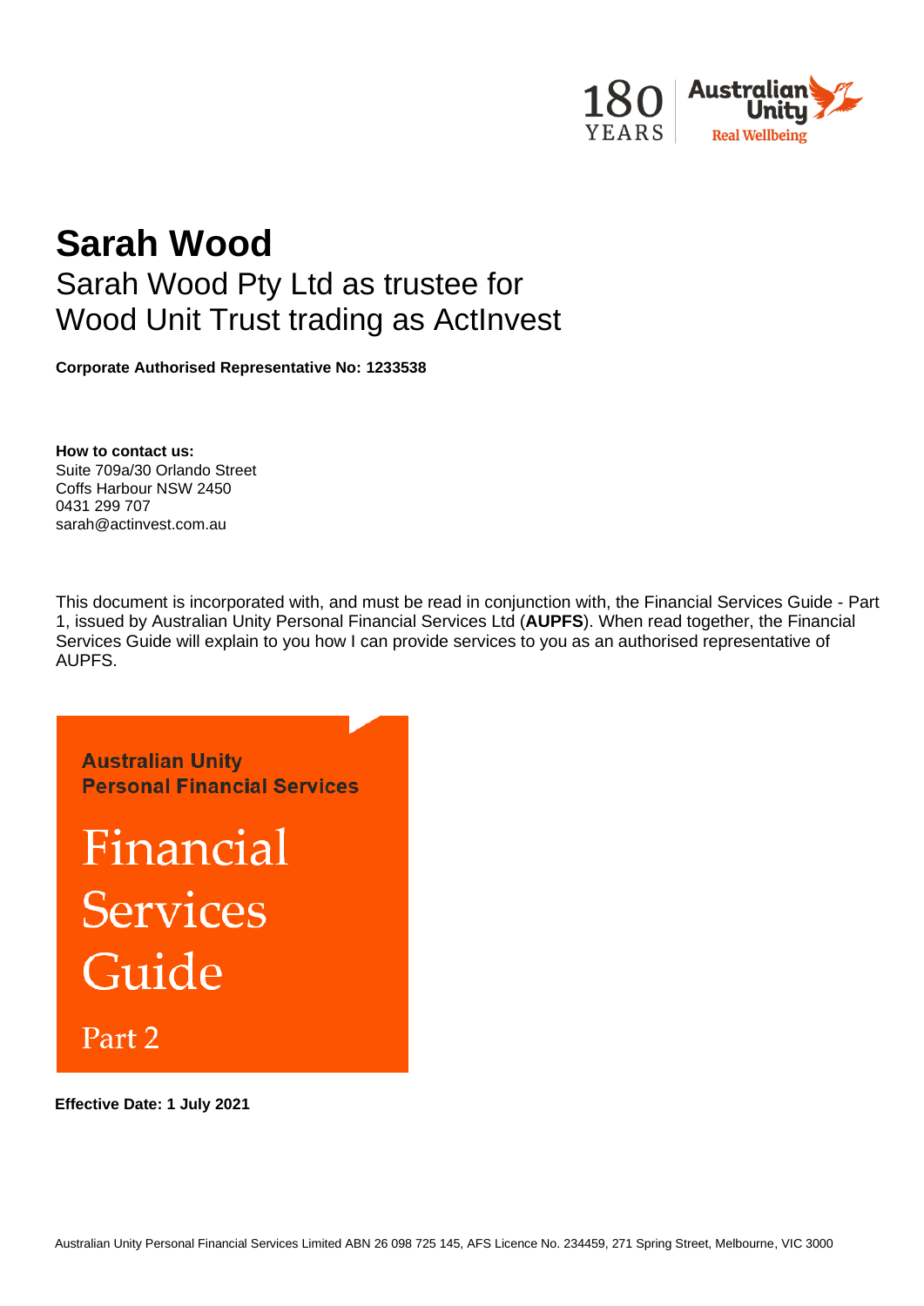180 YEARS | Australian Unity Real Wellbeing

# Sarah Wood

## Sarah Wood Pty Ltd as trustee for Wood Unit Trust trading as ActInvest

**Corporate Authorised Representative No: 1233538**

**How to contact us:**
Suite 709a/30 Orlando Street
Coffs Harbour NSW 2450
0431 299 707
sarah@actinvest.com.au

This document is incorporated with, and must be read in conjunction with, the Financial Services Guide - Part 1, issued by Australian Unity Personal Financial Services Ltd (**AUPFS**). When read together, the Financial Services Guide will explain to you how I can provide services to you as an authorised representative of AUPFS.

**Australian Unity Personal Financial Services**

# Financial Services Guide

## Part 2

**Effective Date: 1 July 2021**

Australian Unity Personal Financial Services Limited ABN 26 098 725 145, AFS Licence No. 234459, 271 Spring Street, Melbourne, VIC 3000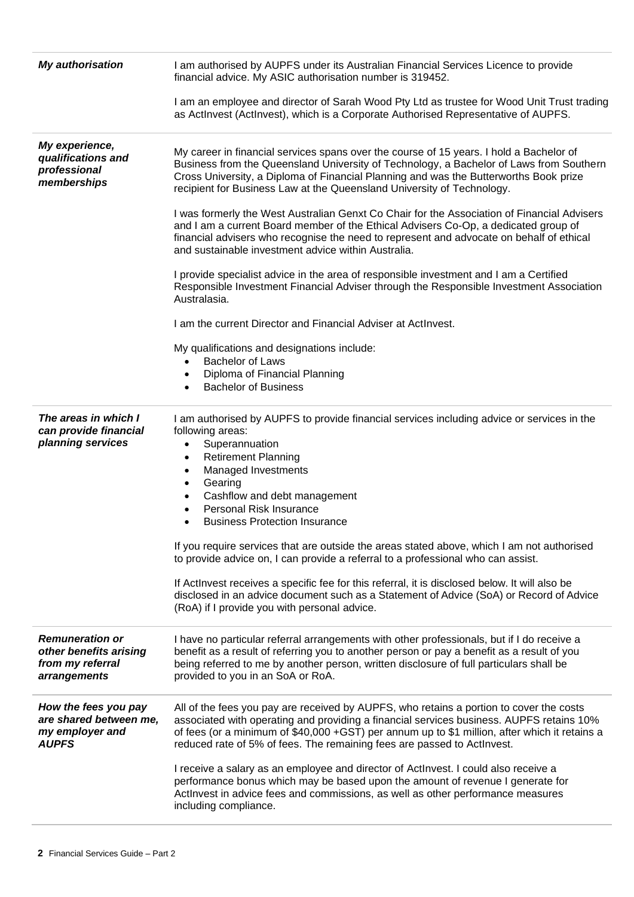| | |
|---|---|
| ***My authorisation*** | I am authorised by AUPFS under its Australian Financial Services Licence to provide financial advice. My ASIC authorisation number is 319452.<br><br>I am an employee and director of Sarah Wood Pty Ltd as trustee for Wood Unit Trust trading as ActInvest (ActInvest), which is a Corporate Authorised Representative of AUPFS. |
| ***My experience, qualifications and professional memberships*** | My career in financial services spans over the course of 15 years. I hold a Bachelor of Business from the Queensland University of Technology, a Bachelor of Laws from Southern Cross University, a Diploma of Financial Planning and was the Butterworths Book prize recipient for Business Law at the Queensland University of Technology.<br><br>I was formerly the West Australian Genxt Co Chair for the Association of Financial Advisers and I am a current Board member of the Ethical Advisers Co-Op, a dedicated group of financial advisers who recognise the need to represent and advocate on behalf of ethical and sustainable investment advice within Australia.<br><br>I provide specialist advice in the area of responsible investment and I am a Certified Responsible Investment Financial Adviser through the Responsible Investment Association Australasia.<br><br>I am the current Director and Financial Adviser at ActInvest.<br><br>My qualifications and designations include:<br>• Bachelor of Laws<br>• Diploma of Financial Planning<br>• Bachelor of Business |
| ***The areas in which I can provide financial planning services*** | I am authorised by AUPFS to provide financial services including advice or services in the following areas:<br>• Superannuation<br>• Retirement Planning<br>• Managed Investments<br>• Gearing<br>• Cashflow and debt management<br>• Personal Risk Insurance<br>• Business Protection Insurance<br><br>If you require services that are outside the areas stated above, which I am not authorised to provide advice on, I can provide a referral to a professional who can assist.<br><br>If ActInvest receives a specific fee for this referral, it is disclosed below. It will also be disclosed in an advice document such as a Statement of Advice (SoA) or Record of Advice (RoA) if I provide you with personal advice. |
| ***Remuneration or other benefits arising from my referral arrangements*** | I have no particular referral arrangements with other professionals, but if I do receive a benefit as a result of referring you to another person or pay a benefit as a result of you being referred to me by another person, written disclosure of full particulars shall be provided to you in an SoA or RoA. |
| ***How the fees you pay are shared between me, my employer and AUPFS*** | All of the fees you pay are received by AUPFS, who retains a portion to cover the costs associated with operating and providing a financial services business. AUPFS retains 10% of fees (or a minimum of $40,000 +GST) per annum up to $1 million, after which it retains a reduced rate of 5% of fees. The remaining fees are passed to ActInvest.<br><br>I receive a salary as an employee and director of ActInvest. I could also receive a performance bonus which may be based upon the amount of revenue I generate for ActInvest in advice fees and commissions, as well as other performance measures including compliance. |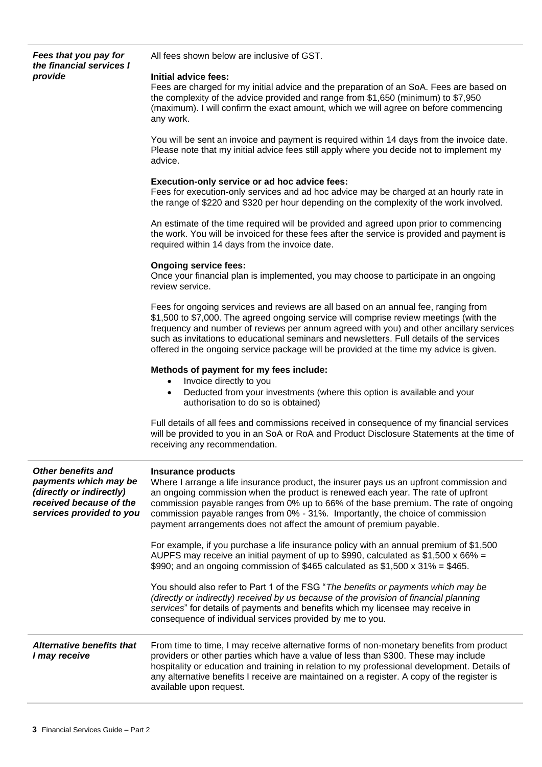### *Fees that you pay for the financial services I provide*

All fees shown below are inclusive of GST.

**Initial advice fees:**
Fees are charged for my initial advice and the preparation of an SoA. Fees are based on the complexity of the advice provided and range from $1,650 (minimum) to $7,950 (maximum). I will confirm the exact amount, which we will agree on before commencing any work.

You will be sent an invoice and payment is required within 14 days from the invoice date. Please note that my initial advice fees still apply where you decide not to implement my advice.

**Execution-only service or ad hoc advice fees:**
Fees for execution-only services and ad hoc advice may be charged at an hourly rate in the range of $220 and $320 per hour depending on the complexity of the work involved.

An estimate of the time required will be provided and agreed upon prior to commencing the work. You will be invoiced for these fees after the service is provided and payment is required within 14 days from the invoice date.

**Ongoing service fees:**
Once your financial plan is implemented, you may choose to participate in an ongoing review service.

Fees for ongoing services and reviews are all based on an annual fee, ranging from $1,500 to $7,000. The agreed ongoing service will comprise review meetings (with the frequency and number of reviews per annum agreed with you) and other ancillary services such as invitations to educational seminars and newsletters. Full details of the services offered in the ongoing service package will be provided at the time my advice is given.

**Methods of payment for my fees include:**

- Invoice directly to you
- Deducted from your investments (where this option is available and your authorisation to do so is obtained)

Full details of all fees and commissions received in consequence of my financial services will be provided to you in an SoA or RoA and Product Disclosure Statements at the time of receiving any recommendation.

### *Other benefits and payments which may be (directly or indirectly) received because of the services provided to you*

**Insurance products**
Where I arrange a life insurance product, the insurer pays us an upfront commission and an ongoing commission when the product is renewed each year. The rate of upfront commission payable ranges from 0% up to 66% of the base premium. The rate of ongoing commission payable ranges from 0% - 31%. Importantly, the choice of commission payment arrangements does not affect the amount of premium payable.

For example, if you purchase a life insurance policy with an annual premium of $1,500 AUPFS may receive an initial payment of up to $990, calculated as $1,500 x 66% = $990; and an ongoing commission of $465 calculated as $1,500 x 31% = $465.

You should also refer to Part 1 of the FSG "*The benefits or payments which may be (directly or indirectly) received by us because of the provision of financial planning services*" for details of payments and benefits which my licensee may receive in consequence of individual services provided by me to you.

### *Alternative benefits that I may receive*

From time to time, I may receive alternative forms of non-monetary benefits from product providers or other parties which have a value of less than $300. These may include hospitality or education and training in relation to my professional development. Details of any alternative benefits I receive are maintained on a register. A copy of the register is available upon request.